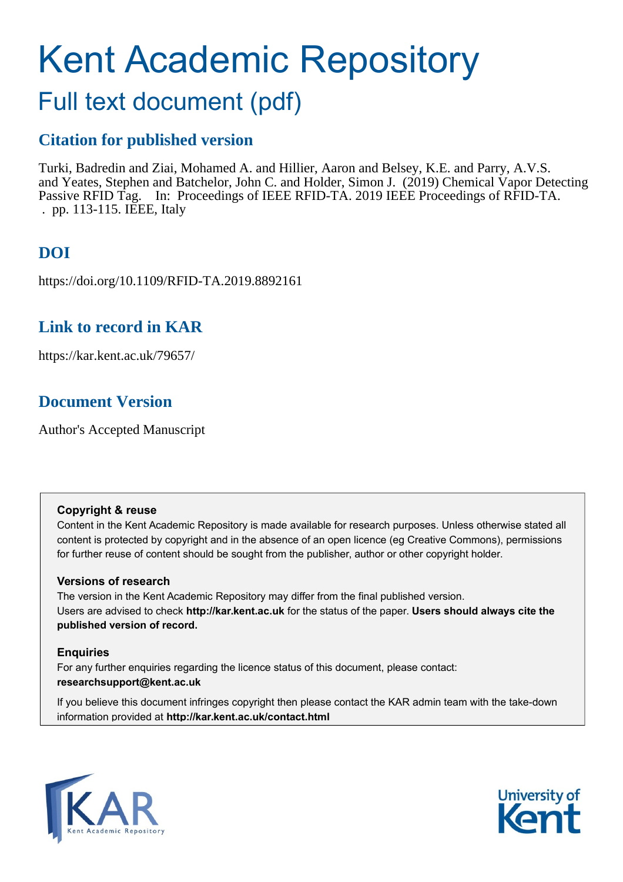# Kent Academic Repository

## Full text document (pdf)

### Citation for published version

Turki, Badredin and Ziai, Mohamed A. and Hillier, Aaron and Belsey, K.E. and Parry, A.V.S. and Yeates, Stephen and Batchelor, John C. and Holder, Simon J. (2019) Chemical Vapor Detecting Passive RFID Tag. In: Proceedings of IEEE RFID-TA. 2019 IEEE Proceedings of RFID-TA. . pp. 113-115. IEEE, Italy

### DOI

https://doi.org/10.1109/RFID-TA.2019.8892161

### Link to record in KAR

https://kar.kent.ac.uk/79657/

### Document Version

Author's Accepted Manuscript

**Copyright & reuse**

Content in the Kent Academic Repository is made available for research purposes. Unless otherwise stated all content is protected by copyright and in the absence of an open licence (eg Creative Commons), permissions for further reuse of content should be sought from the publisher, author or other copyright holder.

**Versions of research**

The version in the Kent Academic Repository may differ from the final published version. Users are advised to check **http://kar.kent.ac.uk** for the status of the paper. **Users should always cite the published version of record.**

**Enquiries**

For any further enquiries regarding the licence status of this document, please contact: **researchsupport@kent.ac.uk**

If you believe this document infringes copyright then please contact the KAR admin team with the take-down information provided at **http://kar.kent.ac.uk/contact.html**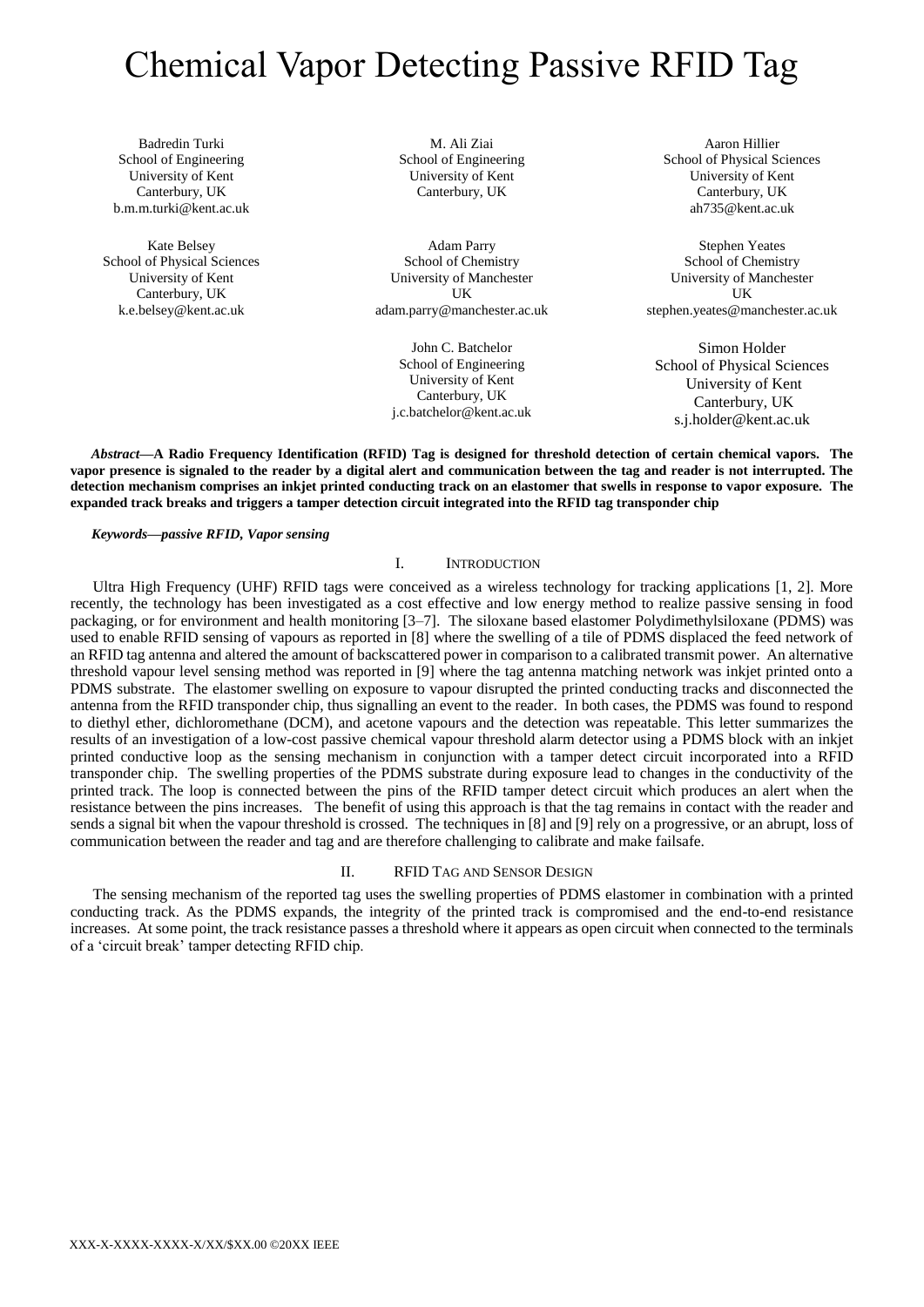# Chemical Vapor Detecting Passive RFID Tag

Badredin Turki
School of Engineering
University of Kent
Canterbury, UK
b.m.m.turki@kent.ac.uk

M. Ali Ziai
School of Engineering
University of Kent
Canterbury, UK

Aaron Hillier
School of Physical Sciences
University of Kent
Canterbury, UK
ah735@kent.ac.uk

Kate Belsey
School of Physical Sciences
University of Kent
Canterbury, UK
k.e.belsey@kent.ac.uk

Adam Parry
School of Chemistry
University of Manchester
UK
adam.parry@manchester.ac.uk

Stephen Yeates
School of Chemistry
University of Manchester
UK
stephen.yeates@manchester.ac.uk

John C. Batchelor
School of Engineering
University of Kent
Canterbury, UK
j.c.batchelor@kent.ac.uk

Simon Holder
School of Physical Sciences
University of Kent
Canterbury, UK
s.j.holder@kent.ac.uk

***Abstract*—A Radio Frequency Identification (RFID) Tag is designed for threshold detection of certain chemical vapors. The vapor presence is signaled to the reader by a digital alert and communication between the tag and reader is not interrupted. The detection mechanism comprises an inkjet printed conducting track on an elastomer that swells in response to vapor exposure. The expanded track breaks and triggers a tamper detection circuit integrated into the RFID tag transponder chip**

***Keywords*—passive RFID, Vapor sensing**

## I. Introduction

Ultra High Frequency (UHF) RFID tags were conceived as a wireless technology for tracking applications [1, 2]. More recently, the technology has been investigated as a cost effective and low energy method to realize passive sensing in food packaging, or for environment and health monitoring [3–7]. The siloxane based elastomer Polydimethylsiloxane (PDMS) was used to enable RFID sensing of vapours as reported in [8] where the swelling of a tile of PDMS displaced the feed network of an RFID tag antenna and altered the amount of backscattered power in comparison to a calibrated transmit power. An alternative threshold vapour level sensing method was reported in [9] where the tag antenna matching network was inkjet printed onto a PDMS substrate. The elastomer swelling on exposure to vapour disrupted the printed conducting tracks and disconnected the antenna from the RFID transponder chip, thus signalling an event to the reader. In both cases, the PDMS was found to respond to diethyl ether, dichloromethane (DCM), and acetone vapours and the detection was repeatable. This letter summarizes the results of an investigation of a low-cost passive chemical vapour threshold alarm detector using a PDMS block with an inkjet printed conductive loop as the sensing mechanism in conjunction with a tamper detect circuit incorporated into a RFID transponder chip. The swelling properties of the PDMS substrate during exposure lead to changes in the conductivity of the printed track. The loop is connected between the pins of the RFID tamper detect circuit which produces an alert when the resistance between the pins increases. The benefit of using this approach is that the tag remains in contact with the reader and sends a signal bit when the vapour threshold is crossed. The techniques in [8] and [9] rely on a progressive, or an abrupt, loss of communication between the reader and tag and are therefore challenging to calibrate and make failsafe.

## II. RFID Tag and Sensor Design

The sensing mechanism of the reported tag uses the swelling properties of PDMS elastomer in combination with a printed conducting track. As the PDMS expands, the integrity of the printed track is compromised and the end-to-end resistance increases. At some point, the track resistance passes a threshold where it appears as open circuit when connected to the terminals of a 'circuit break' tamper detecting RFID chip.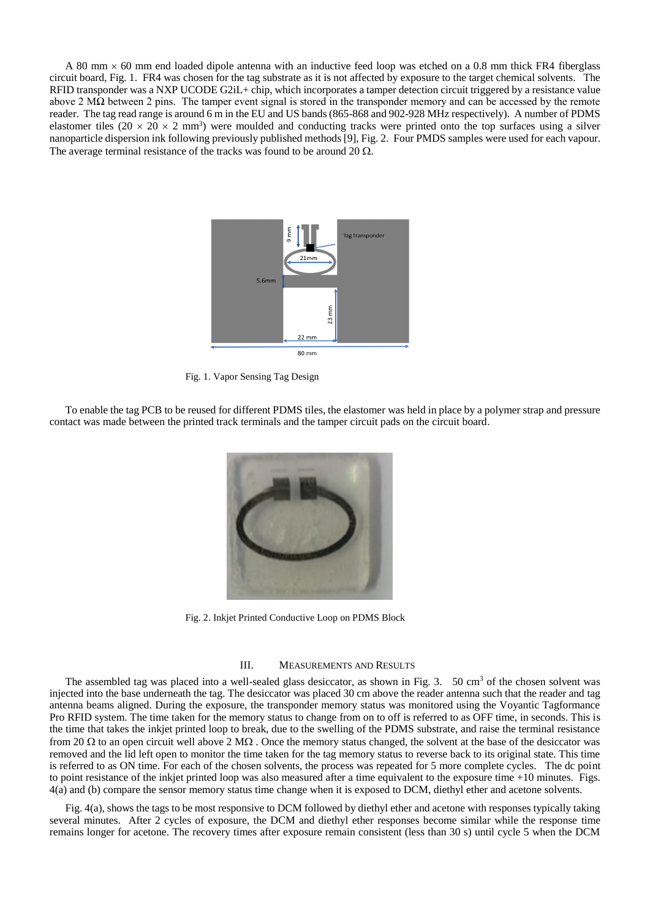A 80 mm × 60 mm end loaded dipole antenna with an inductive feed loop was etched on a 0.8 mm thick FR4 fiberglass circuit board, Fig. 1. FR4 was chosen for the tag substrate as it is not affected by exposure to the target chemical solvents. The RFID transponder was a NXP UCODE G2iL+ chip, which incorporates a tamper detection circuit triggered by a resistance value above 2 MΩ between 2 pins. The tamper event signal is stored in the transponder memory and can be accessed by the remote reader. The tag read range is around 6 m in the EU and US bands (865-868 and 902-928 MHz respectively). A number of PDMS elastomer tiles (20 × 20 × 2 mm$^3$) were moulded and conducting tracks were printed onto the top surfaces using a silver nanoparticle dispersion ink following previously published methods [9], Fig. 2. Four PMDS samples were used for each vapour. The average terminal resistance of the tracks was found to be around 20 Ω.

Fig. 1. Vapor Sensing Tag Design

To enable the tag PCB to be reused for different PDMS tiles, the elastomer was held in place by a polymer strap and pressure contact was made between the printed track terminals and the tamper circuit pads on the circuit board.

Fig. 2. Inkjet Printed Conductive Loop on PDMS Block

## III. Measurements and Results

The assembled tag was placed into a well-sealed glass desiccator, as shown in Fig. 3. 50 cm$^3$ of the chosen solvent was injected into the base underneath the tag. The desiccator was placed 30 cm above the reader antenna such that the reader and tag antenna beams aligned. During the exposure, the transponder memory status was monitored using the Voyantic Tagformance Pro RFID system. The time taken for the memory status to change from on to off is referred to as OFF time, in seconds. This is the time that takes the inkjet printed loop to break, due to the swelling of the PDMS substrate, and raise the terminal resistance from 20 Ω to an open circuit well above 2 MΩ . Once the memory status changed, the solvent at the base of the desiccator was removed and the lid left open to monitor the time taken for the tag memory status to reverse back to its original state. This time is referred to as ON time. For each of the chosen solvents, the process was repeated for 5 more complete cycles. The dc point to point resistance of the inkjet printed loop was also measured after a time equivalent to the exposure time +10 minutes. Figs. 4(a) and (b) compare the sensor memory status time change when it is exposed to DCM, diethyl ether and acetone solvents.

Fig. 4(a), shows the tags to be most responsive to DCM followed by diethyl ether and acetone with responses typically taking several minutes. After 2 cycles of exposure, the DCM and diethyl ether responses become similar while the response time remains longer for acetone. The recovery times after exposure remain consistent (less than 30 s) until cycle 5 when the DCM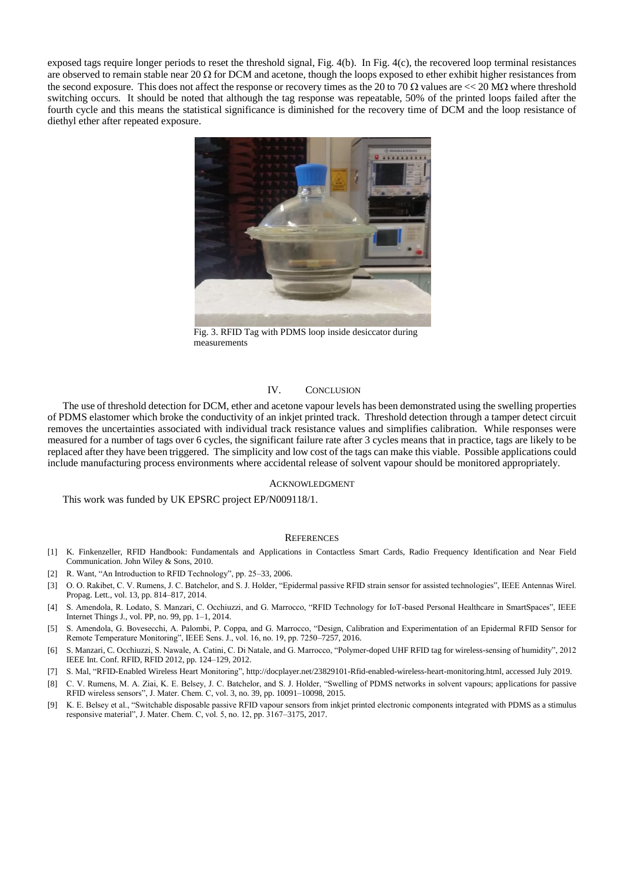exposed tags require longer periods to reset the threshold signal, Fig. 4(b). In Fig. 4(c), the recovered loop terminal resistances are observed to remain stable near 20 $\Omega$ for DCM and acetone, though the loops exposed to ether exhibit higher resistances from the second exposure. This does not affect the response or recovery times as the 20 to 70 $\Omega$ values are $<<$ 20 M$\Omega$ where threshold switching occurs. It should be noted that although the tag response was repeatable, 50% of the printed loops failed after the fourth cycle and this means the statistical significance is diminished for the recovery time of DCM and the loop resistance of diethyl ether after repeated exposure.

Fig. 3. RFID Tag with PDMS loop inside desiccator during measurements

## IV. Conclusion

The use of threshold detection for DCM, ether and acetone vapour levels has been demonstrated using the swelling properties of PDMS elastomer which broke the conductivity of an inkjet printed track. Threshold detection through a tamper detect circuit removes the uncertainties associated with individual track resistance values and simplifies calibration. While responses were measured for a number of tags over 6 cycles, the significant failure rate after 3 cycles means that in practice, tags are likely to be replaced after they have been triggered. The simplicity and low cost of the tags can make this viable. Possible applications could include manufacturing process environments where accidental release of solvent vapour should be monitored appropriately.

## Acknowledgment

This work was funded by UK EPSRC project EP/N009118/1.

## References

[1] K. Finkenzeller, RFID Handbook: Fundamentals and Applications in Contactless Smart Cards, Radio Frequency Identification and Near Field Communication. John Wiley & Sons, 2010.

[2] R. Want, "An Introduction to RFID Technology", pp. 25–33, 2006.

[3] O. O. Rakibet, C. V. Rumens, J. C. Batchelor, and S. J. Holder, "Epidermal passive RFID strain sensor for assisted technologies", IEEE Antennas Wirel. Propag. Lett., vol. 13, pp. 814–817, 2014.

[4] S. Amendola, R. Lodato, S. Manzari, C. Occhiuzzi, and G. Marrocco, "RFID Technology for IoT-based Personal Healthcare in SmartSpaces", IEEE Internet Things J., vol. PP, no. 99, pp. 1–1, 2014.

[5] S. Amendola, G. Bovesecchi, A. Palombi, P. Coppa, and G. Marrocco, "Design, Calibration and Experimentation of an Epidermal RFID Sensor for Remote Temperature Monitoring", IEEE Sens. J., vol. 16, no. 19, pp. 7250–7257, 2016.

[6] S. Manzari, C. Occhiuzzi, S. Nawale, A. Catini, C. Di Natale, and G. Marrocco, "Polymer-doped UHF RFID tag for wireless-sensing of humidity", 2012 IEEE Int. Conf. RFID, RFID 2012, pp. 124–129, 2012.

[7] S. Mal, "RFID-Enabled Wireless Heart Monitoring", http://docplayer.net/23829101-Rfid-enabled-wireless-heart-monitoring.html, accessed July 2019.

[8] C. V. Rumens, M. A. Ziai, K. E. Belsey, J. C. Batchelor, and S. J. Holder, "Swelling of PDMS networks in solvent vapours; applications for passive RFID wireless sensors", J. Mater. Chem. C, vol. 3, no. 39, pp. 10091–10098, 2015.

[9] K. E. Belsey et al., "Switchable disposable passive RFID vapour sensors from inkjet printed electronic components integrated with PDMS as a stimulus responsive material", J. Mater. Chem. C, vol. 5, no. 12, pp. 3167–3175, 2017.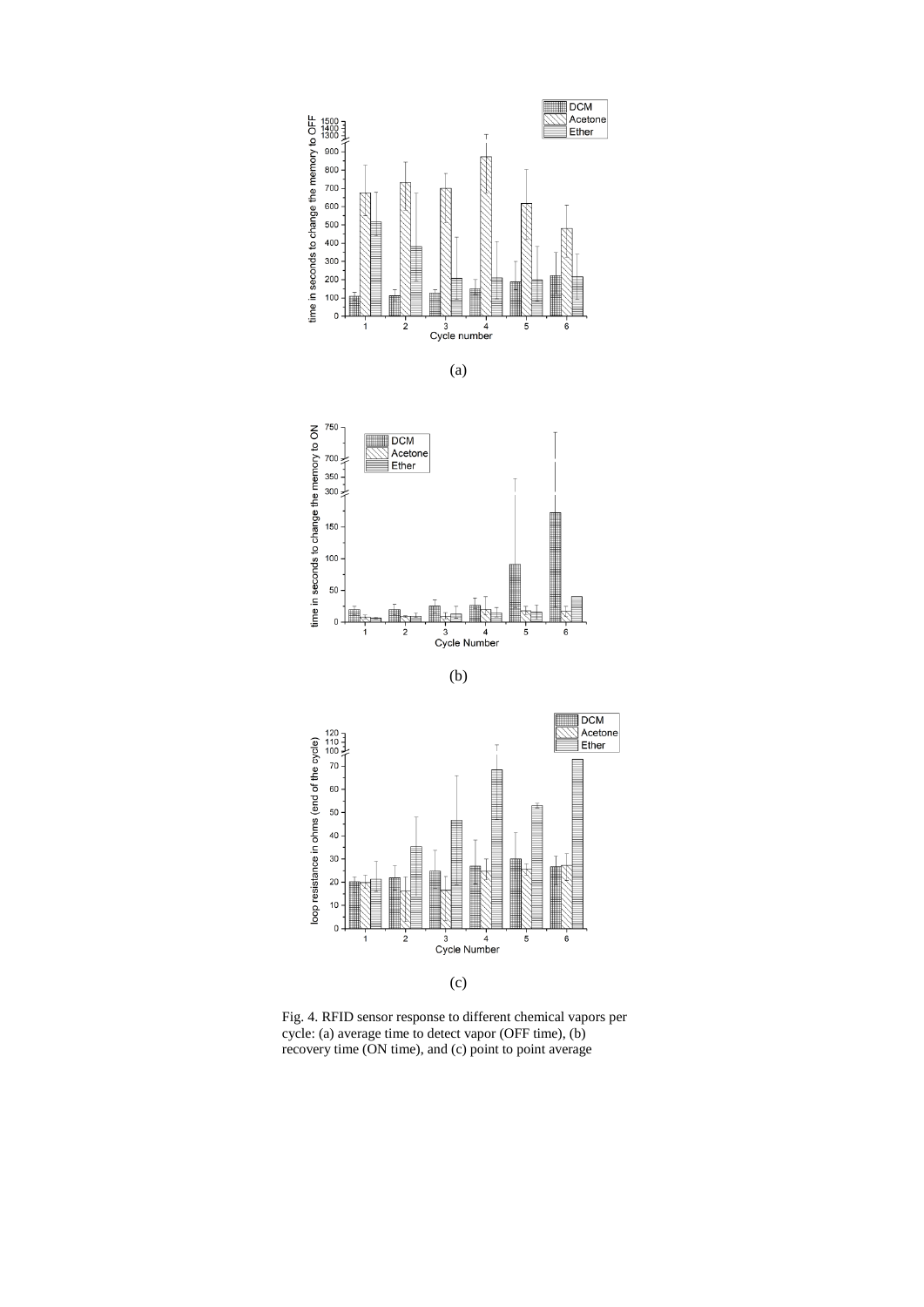DCM
Acetone
Ether

time in seconds to change the memory to OFF

1500
1400
1300
900
800
700
600
500
400
300
200
100
0

1 2 3 4 5 6
Cycle number

(a)

750
700
350
300
150
100
50
0

time in seconds to change the memory to ON

DCM
Acetone
Ether

1 2 3 4 5 6
Cycle Number

(b)

DCM
Acetone
Ether

loop resistance in ohms (end of the cycle)

120
110
100
70
60
50
40
30
20
10
0

1 2 3 4 5 6
Cycle Number

(c)

Fig. 4. RFID sensor response to different chemical vapors per cycle: (a) average time to detect vapor (OFF time), (b) recovery time (ON time), and (c) point to point average